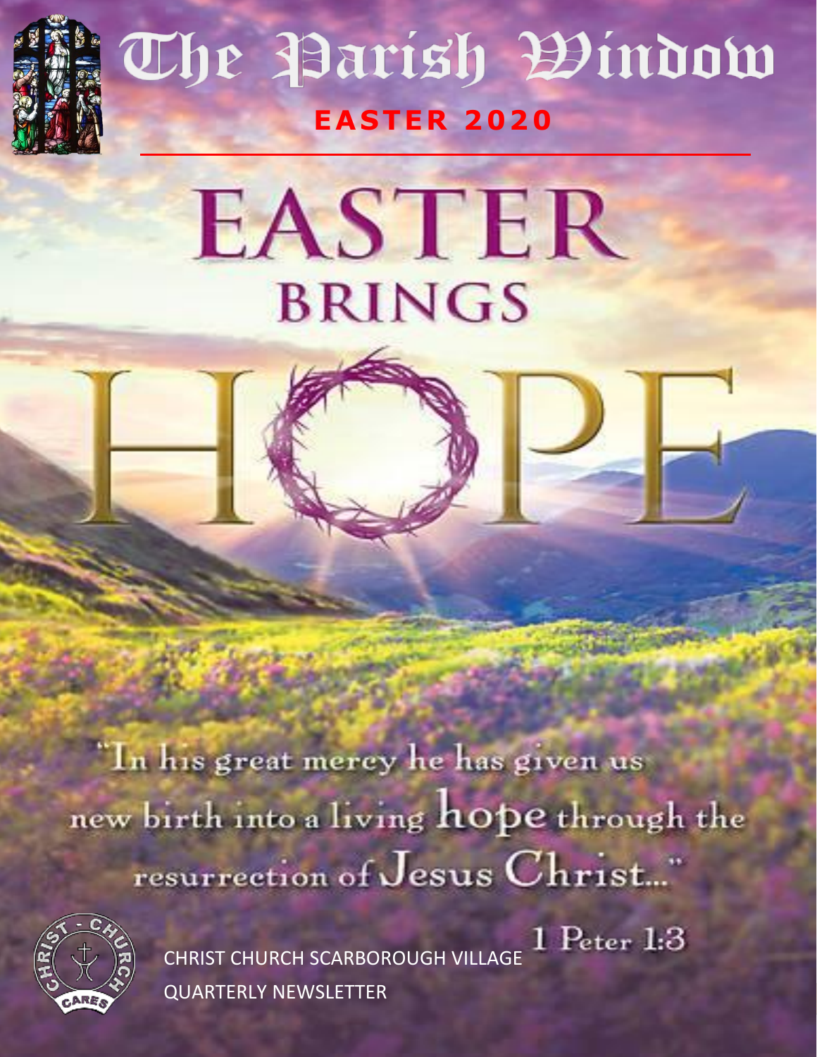# The Parish Window

## EASTER 2020

# EASTER BRINGS HOPE

"In his great mercy he has given us new birth into a living hope through the resurrection of Jesus Christ..."

1 Peter 1:3

CHRIST CHURCH SCARBOROUGH VILLAGE

QUARTERLY NEWSLETTER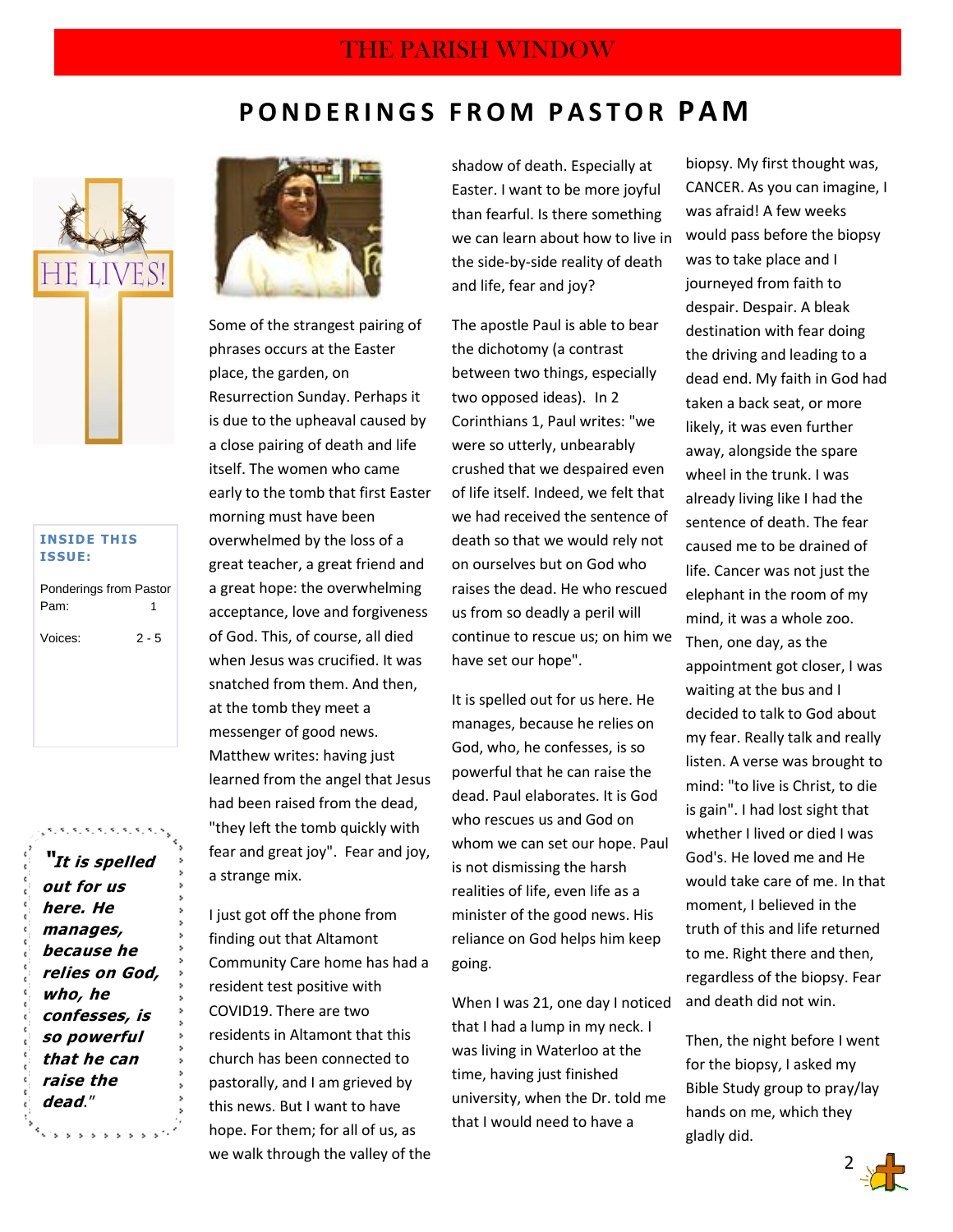# PONDERINGS FROM PASTOR PAM

HE LIVES!

**INSIDE THIS ISSUE:**

| | |
|---|---|
| Ponderings from Pastor Pam: | 1 |
| Voices: | 2 - 5 |

***"It is spelled out for us here. He manages, because he relies on God, who, he confesses, is so powerful that he can raise the dead."***

Some of the strangest pairing of phrases occurs at the Easter place, the garden, on Resurrection Sunday. Perhaps it is due to the upheaval caused by a close pairing of death and life itself. The women who came early to the tomb that first Easter morning must have been overwhelmed by the loss of a great teacher, a great friend and a great hope: the overwhelming acceptance, love and forgiveness of God. This, of course, all died when Jesus was crucified. It was snatched from them. And then, at the tomb they meet a messenger of good news. Matthew writes: having just learned from the angel that Jesus had been raised from the dead, "they left the tomb quickly with fear and great joy". Fear and joy, a strange mix.

I just got off the phone from finding out that Altamont Community Care home has had a resident test positive with COVID19. There are two residents in Altamont that this church has been connected to pastorally, and I am grieved by this news. But I want to have hope. For them; for all of us, as we walk through the valley of the shadow of death. Especially at Easter. I want to be more joyful than fearful. Is there something we can learn about how to live in the side-by-side reality of death and life, fear and joy?

The apostle Paul is able to bear the dichotomy (a contrast between two things, especially two opposed ideas). In 2 Corinthians 1, Paul writes: "we were so utterly, unbearably crushed that we despaired even of life itself. Indeed, we felt that we had received the sentence of death so that we would rely not on ourselves but on God who raises the dead. He who rescued us from so deadly a peril will continue to rescue us; on him we have set our hope".

It is spelled out for us here. He manages, because he relies on God, who, he confesses, is so powerful that he can raise the dead. Paul elaborates. It is God who rescues us and God on whom we can set our hope. Paul is not dismissing the harsh realities of life, even life as a minister of the good news. His reliance on God helps him keep going.

When I was 21, one day I noticed that I had a lump in my neck. I was living in Waterloo at the time, having just finished university, when the Dr. told me that I would need to have a biopsy. My first thought was, CANCER. As you can imagine, I was afraid! A few weeks would pass before the biopsy was to take place and I journeyed from faith to despair. Despair. A bleak destination with fear doing the driving and leading to a dead end. My faith in God had taken a back seat, or more likely, it was even further away, alongside the spare wheel in the trunk. I was already living like I had the sentence of death. The fear caused me to be drained of life. Cancer was not just the elephant in the room of my mind, it was a whole zoo. Then, one day, as the appointment got closer, I was waiting at the bus and I decided to talk to God about my fear. Really talk and really listen. A verse was brought to mind: "to live is Christ, to die is gain". I had lost sight that whether I lived or died I was God's. He loved me and He would take care of me. In that moment, I believed in the truth of this and life returned to me. Right there and then, regardless of the biopsy. Fear and death did not win.

Then, the night before I went for the biopsy, I asked my Bible Study group to pray/lay hands on me, which they gladly did.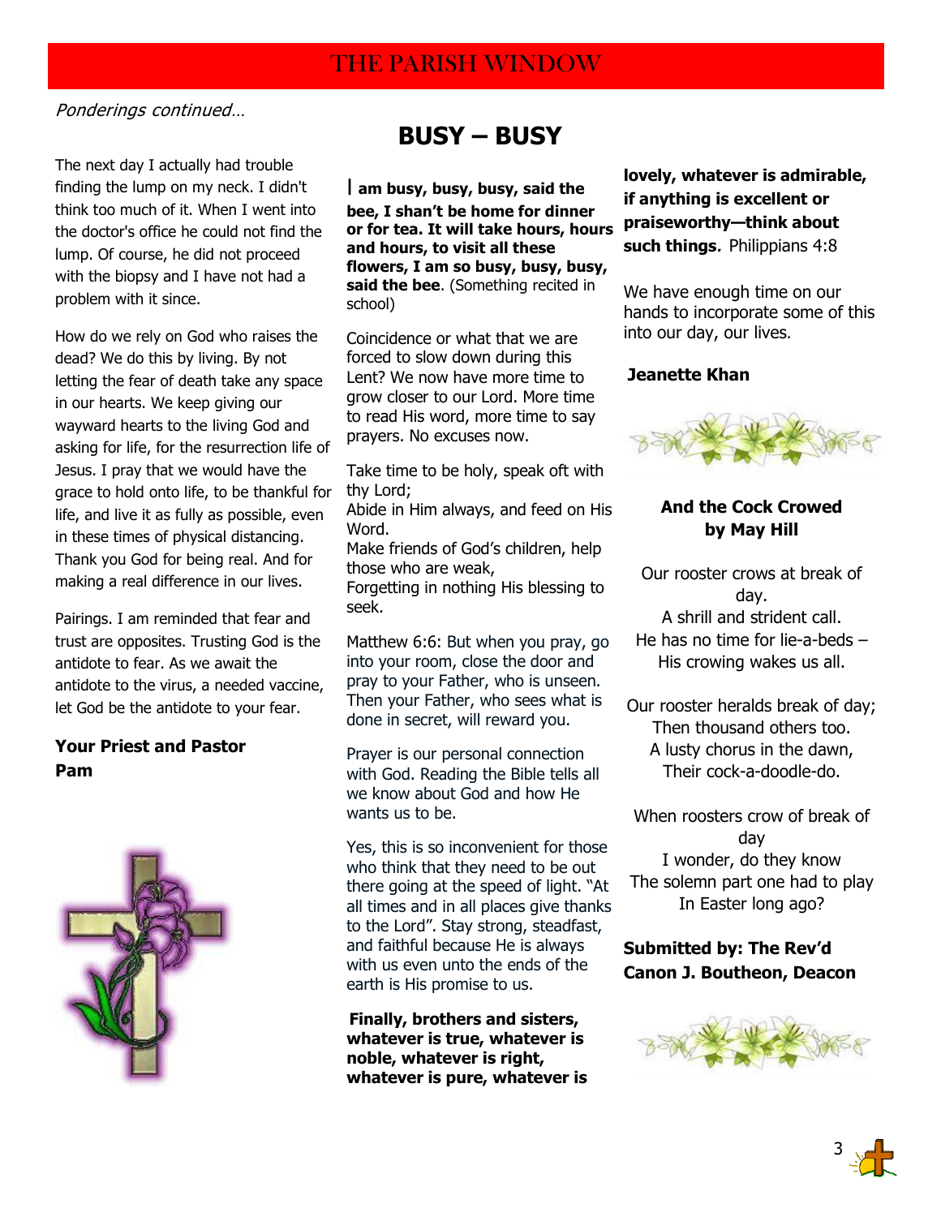*Ponderings continued…*

The next day I actually had trouble finding the lump on my neck. I didn't think too much of it. When I went into the doctor's office he could not find the lump. Of course, he did not proceed with the biopsy and I have not had a problem with it since.

How do we rely on God who raises the dead? We do this by living. By not letting the fear of death take any space in our hearts. We keep giving our wayward hearts to the living God and asking for life, for the resurrection life of Jesus. I pray that we would have the grace to hold onto life, to be thankful for life, and live it as fully as possible, even in these times of physical distancing. Thank you God for being real. And for making a real difference in our lives.

Pairings. I am reminded that fear and trust are opposites. Trusting God is the antidote to fear. As we await the antidote to the virus, a needed vaccine, let God be the antidote to your fear.

**Your Priest and Pastor**
**Pam**

# BUSY – BUSY

**I am busy, busy, busy, said the bee, I shan't be home for dinner or for tea. It will take hours, hours and hours, to visit all these flowers, I am so busy, busy, busy, said the bee**. (Something recited in school)

Coincidence or what that we are forced to slow down during this Lent? We now have more time to grow closer to our Lord. More time to read His word, more time to say prayers. No excuses now.

Take time to be holy, speak oft with thy Lord;
Abide in Him always, and feed on His Word.
Make friends of God's children, help those who are weak,
Forgetting in nothing His blessing to seek.

Matthew 6:6: But when you pray, go into your room, close the door and pray to your Father, who is unseen. Then your Father, who sees what is done in secret, will reward you.

Prayer is our personal connection with God. Reading the Bible tells all we know about God and how He wants us to be.

Yes, this is so inconvenient for those who think that they need to be out there going at the speed of light. "At all times and in all places give thanks to the Lord". Stay strong, steadfast, and faithful because He is always with us even unto the ends of the earth is His promise to us.

**Finally, brothers and sisters, whatever is true, whatever is noble, whatever is right, whatever is pure, whatever is lovely, whatever is admirable, if anything is excellent or praiseworthy—think about such things***.* Philippians 4:8

We have enough time on our hands to incorporate some of this into our day, our lives.

**Jeanette Khan**

**And the Cock Crowed**
**by May Hill**

Our rooster crows at break of day.
A shrill and strident call.
He has no time for lie-a-beds –
His crowing wakes us all.

Our rooster heralds break of day;
Then thousand others too.
A lusty chorus in the dawn,
Their cock-a-doodle-do.

When roosters crow of break of day
I wonder, do they know
The solemn part one had to play
In Easter long ago?

**Submitted by: The Rev'd Canon J. Boutheon, Deacon**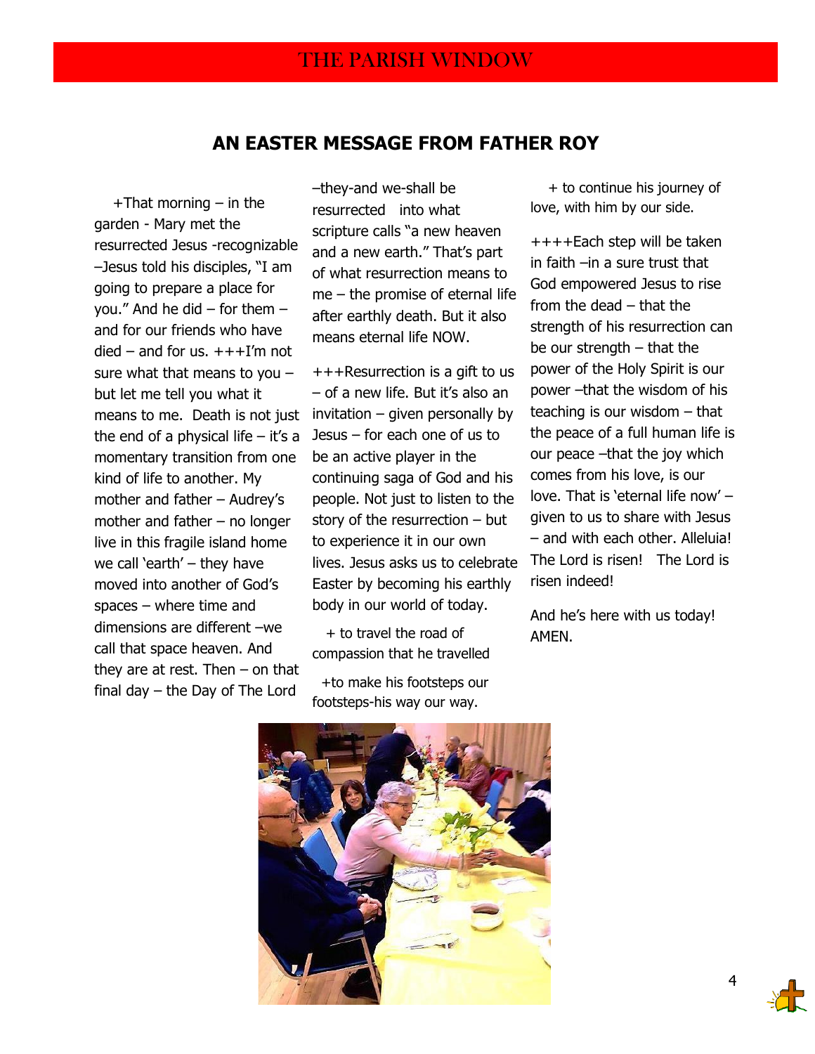## AN EASTER MESSAGE FROM FATHER ROY

+That morning – in the garden - Mary met the resurrected Jesus -recognizable –Jesus told his disciples, "I am going to prepare a place for you." And he did – for them – and for our friends who have died – and for us. +++I'm not sure what that means to you – but let me tell you what it means to me. Death is not just the end of a physical life – it's a momentary transition from one kind of life to another. My mother and father – Audrey's mother and father – no longer live in this fragile island home we call 'earth' – they have moved into another of God's spaces – where time and dimensions are different –we call that space heaven. And they are at rest. Then – on that final day – the Day of The Lord –they-and we-shall be resurrected into what scripture calls "a new heaven and a new earth." That's part of what resurrection means to me – the promise of eternal life after earthly death. But it also means eternal life NOW.

+++Resurrection is a gift to us – of a new life. But it's also an invitation – given personally by Jesus – for each one of us to be an active player in the continuing saga of God and his people. Not just to listen to the story of the resurrection – but to experience it in our own lives. Jesus asks us to celebrate Easter by becoming his earthly body in our world of today.

+ to travel the road of compassion that he travelled

+to make his footsteps our footsteps-his way our way.

+ to continue his journey of love, with him by our side.

++++Each step will be taken in faith –in a sure trust that God empowered Jesus to rise from the dead – that the strength of his resurrection can be our strength – that the power of the Holy Spirit is our power –that the wisdom of his teaching is our wisdom – that the peace of a full human life is our peace –that the joy which comes from his love, is our love. That is 'eternal life now' – given to us to share with Jesus – and with each other. Alleluia! The Lord is risen! The Lord is risen indeed!

And he's here with us today! AMEN.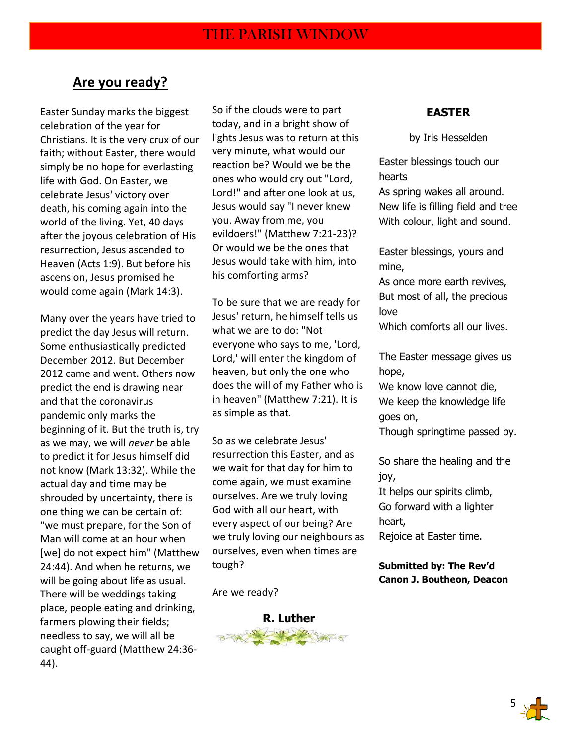## Are you ready?

Easter Sunday marks the biggest celebration of the year for Christians. It is the very crux of our faith; without Easter, there would simply be no hope for everlasting life with God. On Easter, we celebrate Jesus' victory over death, his coming again into the world of the living. Yet, 40 days after the joyous celebration of His resurrection, Jesus ascended to Heaven (Acts 1:9). But before his ascension, Jesus promised he would come again (Mark 14:3).

Many over the years have tried to predict the day Jesus will return. Some enthusiastically predicted December 2012. But December 2012 came and went. Others now predict the end is drawing near and that the coronavirus pandemic only marks the beginning of it. But the truth is, try as we may, we will *never* be able to predict it for Jesus himself did not know (Mark 13:32). While the actual day and time may be shrouded by uncertainty, there is one thing we can be certain of: "we must prepare, for the Son of Man will come at an hour when [we] do not expect him" (Matthew 24:44). And when he returns, we will be going about life as usual. There will be weddings taking place, people eating and drinking, farmers plowing their fields; needless to say, we will all be caught off-guard (Matthew 24:36-44).

So if the clouds were to part today, and in a bright show of lights Jesus was to return at this very minute, what would our reaction be? Would we be the ones who would cry out "Lord, Lord!" and after one look at us, Jesus would say "I never knew you. Away from me, you evildoers!" (Matthew 7:21-23)? Or would we be the ones that Jesus would take with him, into his comforting arms?

To be sure that we are ready for Jesus' return, he himself tells us what we are to do: "Not everyone who says to me, 'Lord, Lord,' will enter the kingdom of heaven, but only the one who does the will of my Father who is in heaven" (Matthew 7:21). It is as simple as that.

So as we celebrate Jesus' resurrection this Easter, and as we wait for that day for him to come again, we must examine ourselves. Are we truly loving God with all our heart, with every aspect of our being? Are we truly loving our neighbours as ourselves, even when times are tough?

Are we ready?

**R. Luther**

### EASTER

by Iris Hesselden

Easter blessings touch our hearts
As spring wakes all around.
New life is filling field and tree
With colour, light and sound.

Easter blessings, yours and mine,
As once more earth revives,
But most of all, the precious love
Which comforts all our lives.

The Easter message gives us hope,
We know love cannot die,
We keep the knowledge life goes on,
Though springtime passed by.

So share the healing and the joy,
It helps our spirits climb,
Go forward with a lighter heart,
Rejoice at Easter time.

**Submitted by: The Rev'd Canon J. Boutheon, Deacon**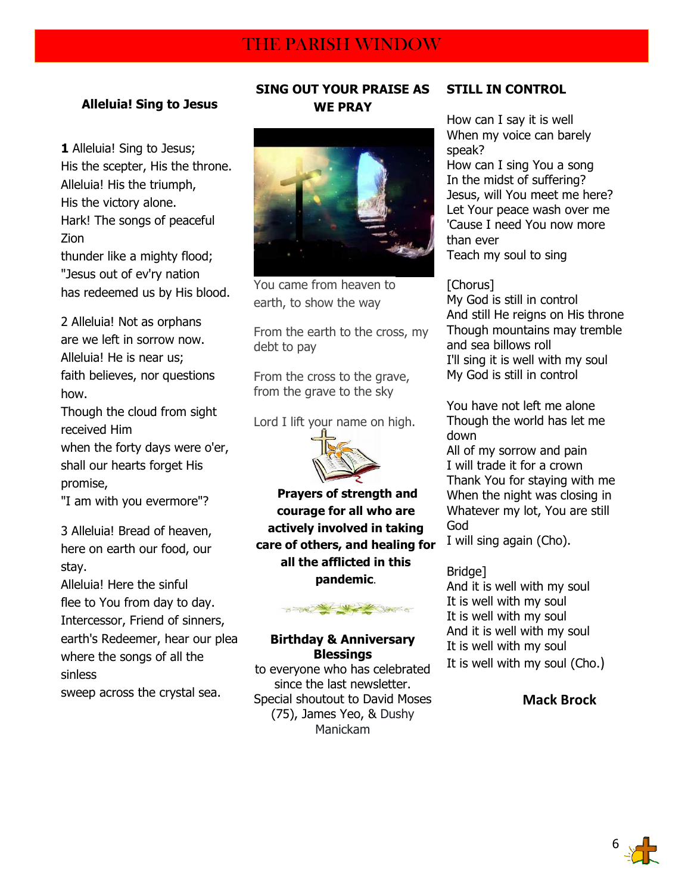# THE PARISH WINDOW

## Alleluia! Sing to Jesus

**1** Alleluia! Sing to Jesus;
His the scepter, His the throne.
Alleluia! His the triumph,
His the victory alone.
Hark! The songs of peaceful Zion
thunder like a mighty flood;
"Jesus out of ev'ry nation
has redeemed us by His blood.

2 Alleluia! Not as orphans
are we left in sorrow now.
Alleluia! He is near us;
faith believes, nor questions how.
Though the cloud from sight received Him
when the forty days were o'er,
shall our hearts forget His promise,
"I am with you evermore"?

3 Alleluia! Bread of heaven,
here on earth our food, our stay.
Alleluia! Here the sinful
flee to You from day to day.
Intercessor, Friend of sinners,
earth's Redeemer, hear our plea
where the songs of all the sinless
sweep across the crystal sea.

## SING OUT YOUR PRAISE AS WE PRAY

You came from heaven to earth, to show the way

From the earth to the cross, my debt to pay

From the cross to the grave, from the grave to the sky

Lord I lift your name on high.

**Prayers of strength and courage for all who are actively involved in taking care of others, and healing for all the afflicted in this pandemic.**

**Birthday & Anniversary Blessings**
to everyone who has celebrated since the last newsletter.
Special shoutout to David Moses (75), James Yeo, & Dushy Manickam

## STILL IN CONTROL

How can I say it is well
When my voice can barely speak?
How can I sing You a song
In the midst of suffering?
Jesus, will You meet me here?
Let Your peace wash over me
'Cause I need You now more than ever
Teach my soul to sing

[Chorus]
My God is still in control
And still He reigns on His throne
Though mountains may tremble and sea billows roll
I'll sing it is well with my soul
My God is still in control

You have not left me alone
Though the world has let me down
All of my sorrow and pain
I will trade it for a crown
Thank You for staying with me
When the night was closing in
Whatever my lot, You are still God
I will sing again (Cho).

Bridge]
And it is well with my soul
It is well with my soul
It is well with my soul
And it is well with my soul
It is well with my soul
It is well with my soul (Cho.)

**Mack Brock**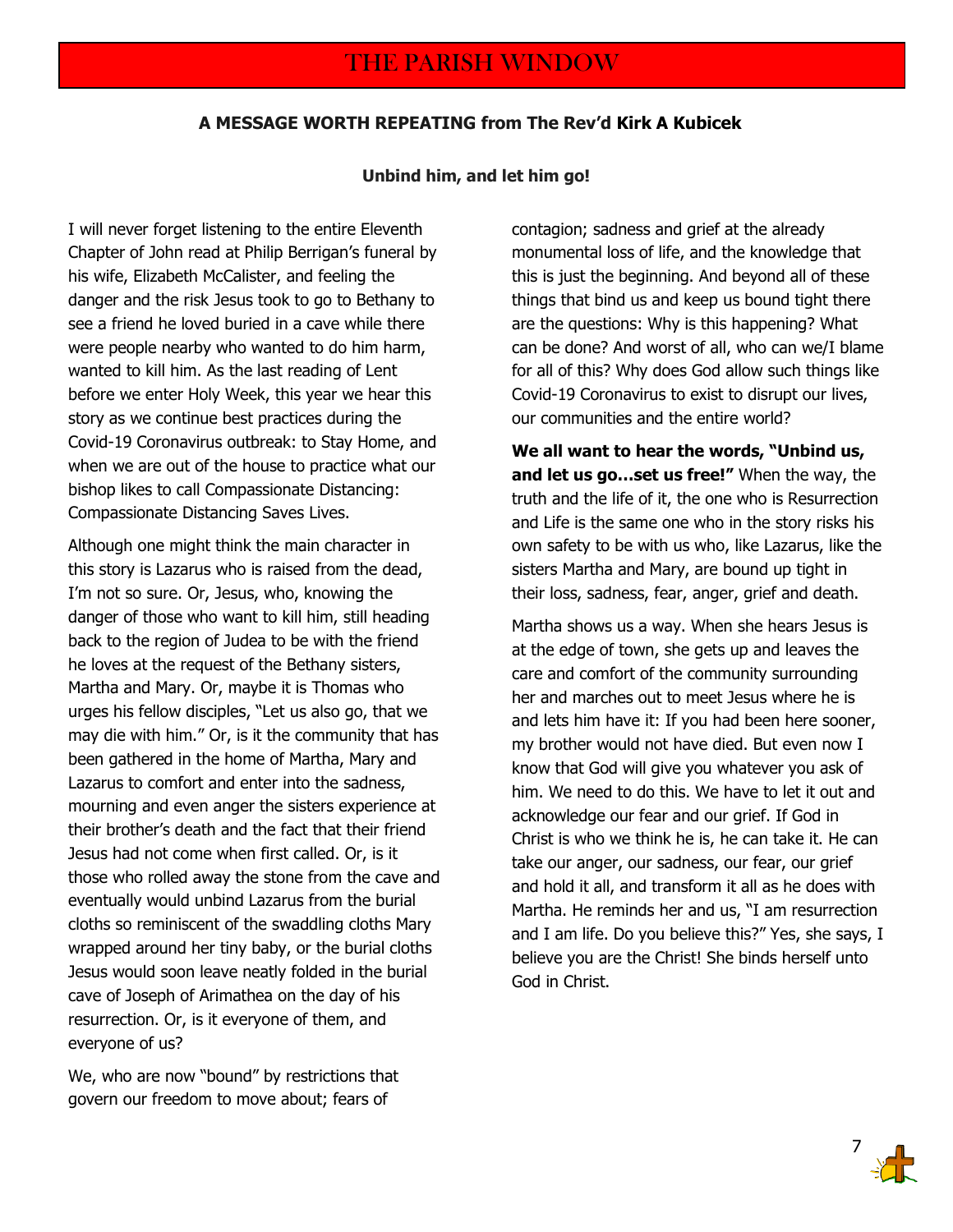## A MESSAGE WORTH REPEATING from The Rev'd Kirk A Kubicek

**Unbind him, and let him go!**

I will never forget listening to the entire Eleventh Chapter of John read at Philip Berrigan's funeral by his wife, Elizabeth McCalister, and feeling the danger and the risk Jesus took to go to Bethany to see a friend he loved buried in a cave while there were people nearby who wanted to do him harm, wanted to kill him. As the last reading of Lent before we enter Holy Week, this year we hear this story as we continue best practices during the Covid-19 Coronavirus outbreak: to Stay Home, and when we are out of the house to practice what our bishop likes to call Compassionate Distancing: Compassionate Distancing Saves Lives.

Although one might think the main character in this story is Lazarus who is raised from the dead, I'm not so sure. Or, Jesus, who, knowing the danger of those who want to kill him, still heading back to the region of Judea to be with the friend he loves at the request of the Bethany sisters, Martha and Mary. Or, maybe it is Thomas who urges his fellow disciples, "Let us also go, that we may die with him." Or, is it the community that has been gathered in the home of Martha, Mary and Lazarus to comfort and enter into the sadness, mourning and even anger the sisters experience at their brother's death and the fact that their friend Jesus had not come when first called. Or, is it those who rolled away the stone from the cave and eventually would unbind Lazarus from the burial cloths so reminiscent of the swaddling cloths Mary wrapped around her tiny baby, or the burial cloths Jesus would soon leave neatly folded in the burial cave of Joseph of Arimathea on the day of his resurrection. Or, is it everyone of them, and everyone of us?

We, who are now "bound" by restrictions that govern our freedom to move about; fears of contagion; sadness and grief at the already monumental loss of life, and the knowledge that this is just the beginning. And beyond all of these things that bind us and keep us bound tight there are the questions: Why is this happening? What can be done? And worst of all, who can we/I blame for all of this? Why does God allow such things like Covid-19 Coronavirus to exist to disrupt our lives, our communities and the entire world?

**We all want to hear the words, "Unbind us, and let us go…set us free!"** When the way, the truth and the life of it, the one who is Resurrection and Life is the same one who in the story risks his own safety to be with us who, like Lazarus, like the sisters Martha and Mary, are bound up tight in their loss, sadness, fear, anger, grief and death.

Martha shows us a way. When she hears Jesus is at the edge of town, she gets up and leaves the care and comfort of the community surrounding her and marches out to meet Jesus where he is and lets him have it: If you had been here sooner, my brother would not have died. But even now I know that God will give you whatever you ask of him. We need to do this. We have to let it out and acknowledge our fear and our grief. If God in Christ is who we think he is, he can take it. He can take our anger, our sadness, our fear, our grief and hold it all, and transform it all as he does with Martha. He reminds her and us, "I am resurrection and I am life. Do you believe this?" Yes, she says, I believe you are the Christ! She binds herself unto God in Christ.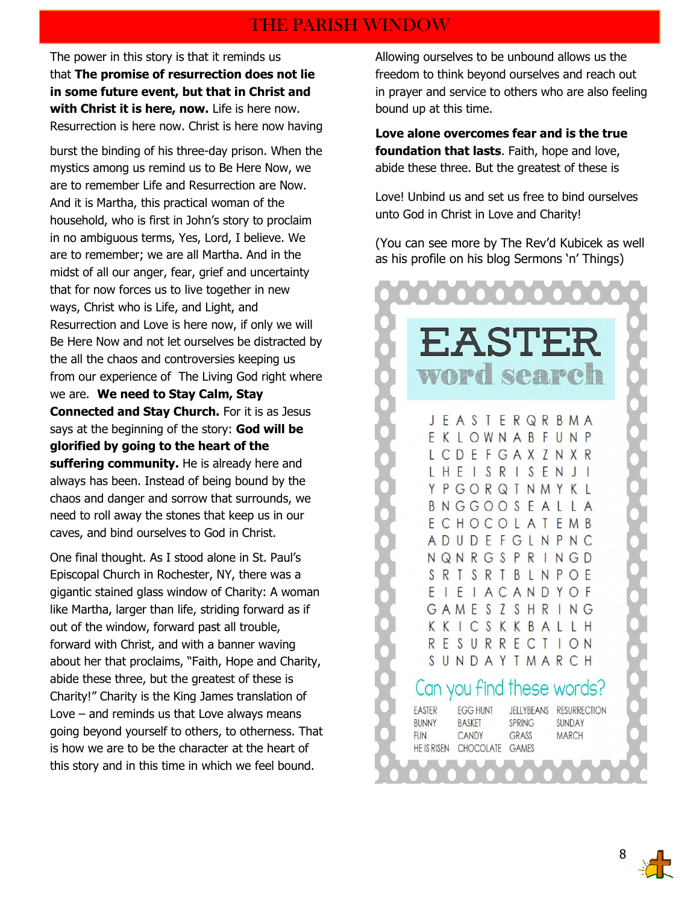The power in this story is that it reminds us that **The promise of resurrection does not lie in some future event, but that in Christ and with Christ it is here, now.** Life is here now. Resurrection is here now. Christ is here now having burst the binding of his three-day prison. When the mystics among us remind us to Be Here Now, we are to remember Life and Resurrection are Now. And it is Martha, this practical woman of the household, who is first in John's story to proclaim in no ambiguous terms, Yes, Lord, I believe. We are to remember; we are all Martha. And in the midst of all our anger, fear, grief and uncertainty that for now forces us to live together in new ways, Christ who is Life, and Light, and Resurrection and Love is here now, if only we will Be Here Now and not let ourselves be distracted by the all the chaos and controversies keeping us from our experience of The Living God right where we are. **We need to Stay Calm, Stay Connected and Stay Church.** For it is as Jesus says at the beginning of the story: **God will be glorified by going to the heart of the suffering community.** He is already here and always has been. Instead of being bound by the chaos and danger and sorrow that surrounds, we need to roll away the stones that keep us in our caves, and bind ourselves to God in Christ.

One final thought. As I stood alone in St. Paul's Episcopal Church in Rochester, NY, there was a gigantic stained glass window of Charity: A woman like Martha, larger than life, striding forward as if out of the window, forward past all trouble, forward with Christ, and with a banner waving about her that proclaims, "Faith, Hope and Charity, abide these three, but the greatest of these is Charity!" Charity is the King James translation of Love – and reminds us that Love always means going beyond yourself to others, to otherness. That is how we are to be the character at the heart of this story and in this time in which we feel bound.

Allowing ourselves to be unbound allows us the freedom to think beyond ourselves and reach out in prayer and service to others who are also feeling bound up at this time.

**Love alone overcomes fear and is the true foundation that lasts**. Faith, hope and love, abide these three. But the greatest of these is

Love! Unbind us and set us free to bind ourselves unto God in Christ in Love and Charity!

(You can see more by The Rev'd Kubicek as well as his profile on his blog Sermons 'n' Things)

# EASTER word search

```
J E A S T E R Q R B M A
E K L O W N A B F U N P
L C D E F G A X Z N X R
L H E I S R I S E N J I
Y P G O R Q T N M Y K L
B N G G O O S E A L L A
E C H O C O L A T E M B
A D U D E F G L N P N C
N Q N R G S P R I N G D
S R T S R T B L N P O E
E I E I A C A N D Y O F
G A M E S Z S H R I N G
K K I C S K K B A L L H
R E S U R R E C T I O N
S U N D A Y T M A R C H
```

## Can you find these words?

| | | | |
|---|---|---|---|
| EASTER | EGG HUNT | JELLYBEANS | RESURRECTION |
| BUNNY | BASKET | SPRING | SUNDAY |
| FUN | CANDY | GRASS | MARCH |
| HE IS RISEN | CHOCOLATE | GAMES | |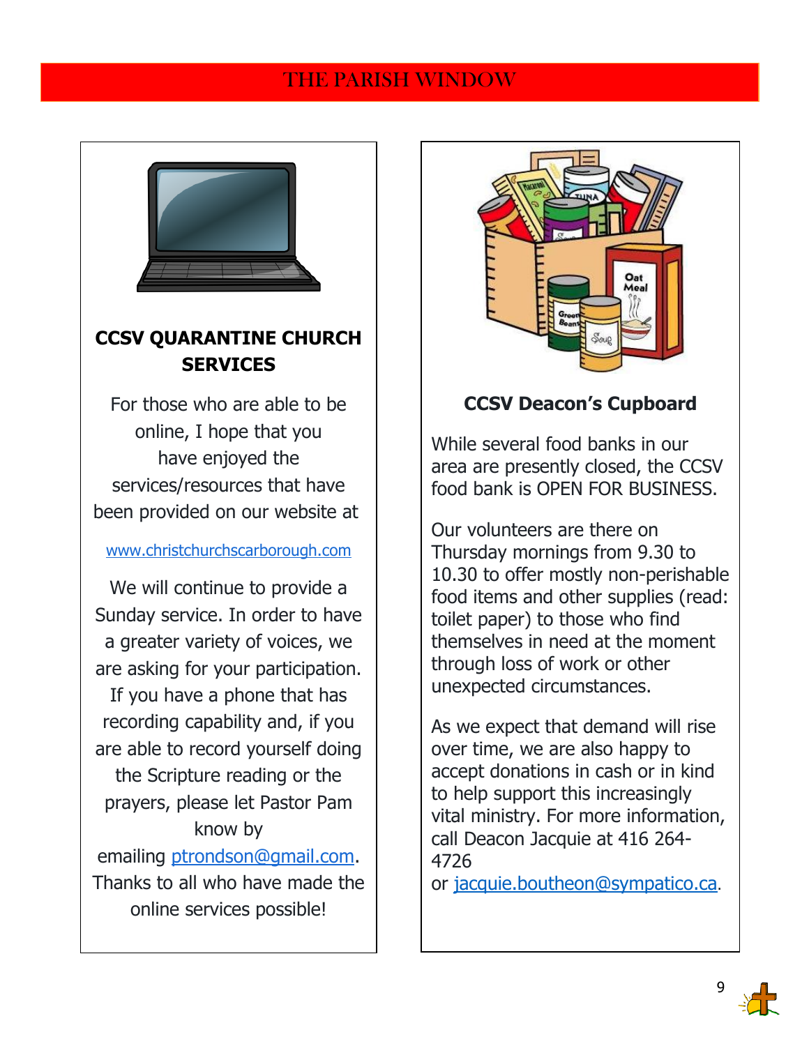# THE PARISH WINDOW

## CCSV QUARANTINE CHURCH SERVICES

For those who are able to be online, I hope that you have enjoyed the services/resources that have been provided on our website at

www.christchurchscarborough.com

We will continue to provide a Sunday service. In order to have a greater variety of voices, we are asking for your participation. If you have a phone that has recording capability and, if you are able to record yourself doing the Scripture reading or the prayers, please let Pastor Pam know by emailing ptrondson@gmail.com. Thanks to all who have made the online services possible!

## CCSV Deacon's Cupboard

While several food banks in our area are presently closed, the CCSV food bank is OPEN FOR BUSINESS.

Our volunteers are there on Thursday mornings from 9.30 to 10.30 to offer mostly non-perishable food items and other supplies (read: toilet paper) to those who find themselves in need at the moment through loss of work or other unexpected circumstances.

As we expect that demand will rise over time, we are also happy to accept donations in cash or in kind to help support this increasingly vital ministry. For more information, call Deacon Jacquie at 416 264-4726 or jacquie.boutheon@sympatico.ca.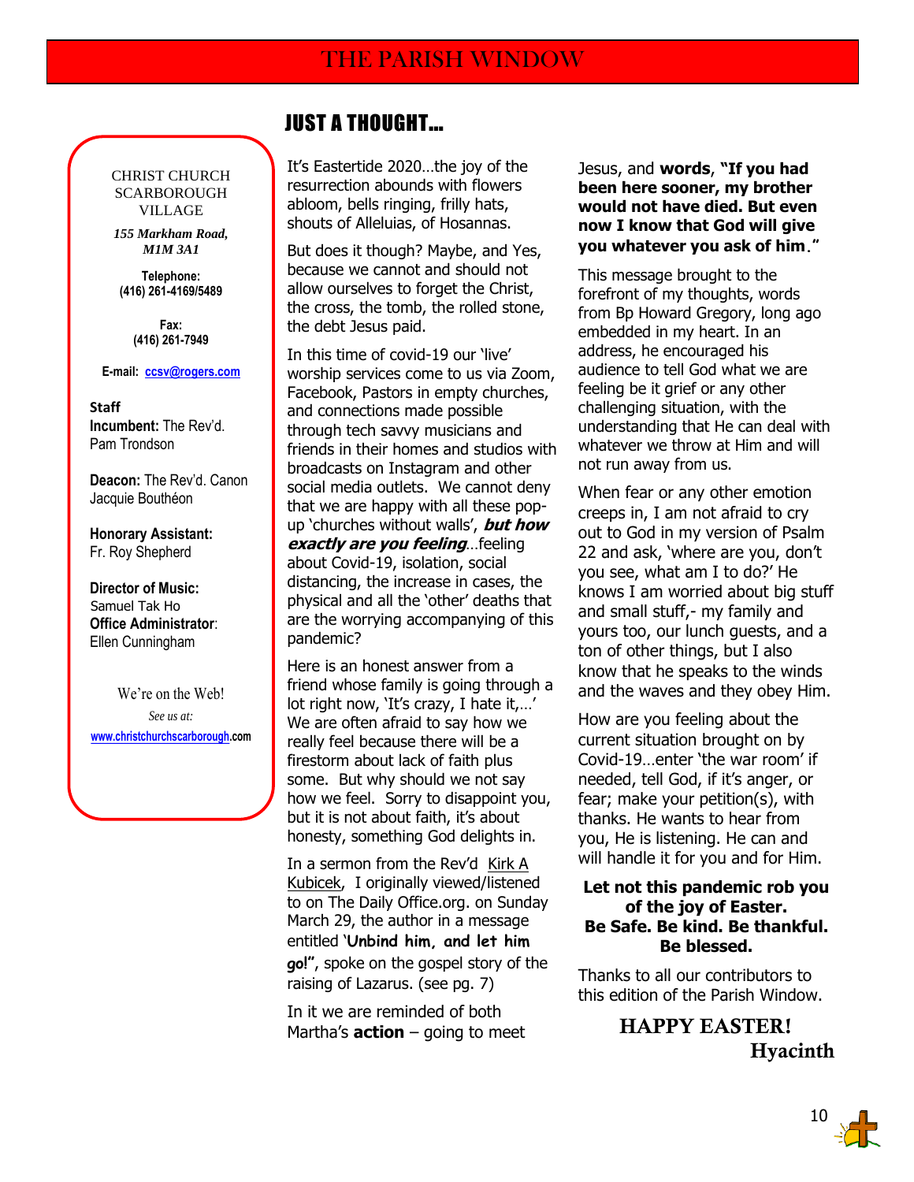# THE PARISH WINDOW

CHRIST CHURCH SCARBOROUGH VILLAGE

***155 Markham Road, M1M 3A1***

**Telephone:**
**(416) 261-4169/5489**

**Fax:**
**(416) 261-7949**

**E-mail:** **ccsv@rogers.com**

**Staff**

**Incumbent:** The Rev'd. Pam Trondson

**Deacon:** The Rev'd. Canon Jacquie Bouthéon

**Honorary Assistant:** Fr. Roy Shepherd

**Director of Music:** Samuel Tak Ho

**Office Administrator**: Ellen Cunningham

We're on the Web!

*See us at:*

**www.christchurchscarborough.com**

## JUST A THOUGHT…

It's Eastertide 2020…the joy of the resurrection abounds with flowers abloom, bells ringing, frilly hats, shouts of Alleluias, of Hosannas.

But does it though? Maybe, and Yes, because we cannot and should not allow ourselves to forget the Christ, the cross, the tomb, the rolled stone, the debt Jesus paid.

In this time of covid-19 our 'live' worship services come to us via Zoom, Facebook, Pastors in empty churches, and connections made possible through tech savvy musicians and friends in their homes and studios with broadcasts on Instagram and other social media outlets. We cannot deny that we are happy with all these pop-up 'churches without walls', ***but how exactly are you feeling***…feeling about Covid-19, isolation, social distancing, the increase in cases, the physical and all the 'other' deaths that are the worrying accompanying of this pandemic?

Here is an honest answer from a friend whose family is going through a lot right now, 'It's crazy, I hate it,…' We are often afraid to say how we really feel because there will be a firestorm about lack of faith plus some. But why should we not say how we feel. Sorry to disappoint you, but it is not about faith, it's about honesty, something God delights in.

In a sermon from the Rev'd Kirk A Kubicek, I originally viewed/listened to on The Daily Office.org. on Sunday March 29, the author in a message entitled **'Unbind him, and let him go!"**, spoke on the gospel story of the raising of Lazarus. (see pg. 7)

In it we are reminded of both Martha's **action** – going to meet Jesus, and **words**, **"If you had been here sooner, my brother would not have died. But even now I know that God will give you whatever you ask of him."**

This message brought to the forefront of my thoughts, words from Bp Howard Gregory, long ago embedded in my heart. In an address, he encouraged his audience to tell God what we are feeling be it grief or any other challenging situation, with the understanding that He can deal with whatever we throw at Him and will not run away from us.

When fear or any other emotion creeps in, I am not afraid to cry out to God in my version of Psalm 22 and ask, 'where are you, don't you see, what am I to do?' He knows I am worried about big stuff and small stuff,- my family and yours too, our lunch guests, and a ton of other things, but I also know that he speaks to the winds and the waves and they obey Him.

How are you feeling about the current situation brought on by Covid-19…enter 'the war room' if needed, tell God, if it's anger, or fear; make your petition(s), with thanks. He wants to hear from you, He is listening. He can and will handle it for you and for Him.

**Let not this pandemic rob you of the joy of Easter.**
**Be Safe. Be kind. Be thankful. Be blessed.**

Thanks to all our contributors to this edition of the Parish Window.

**HAPPY EASTER!**

**Hyacinth**